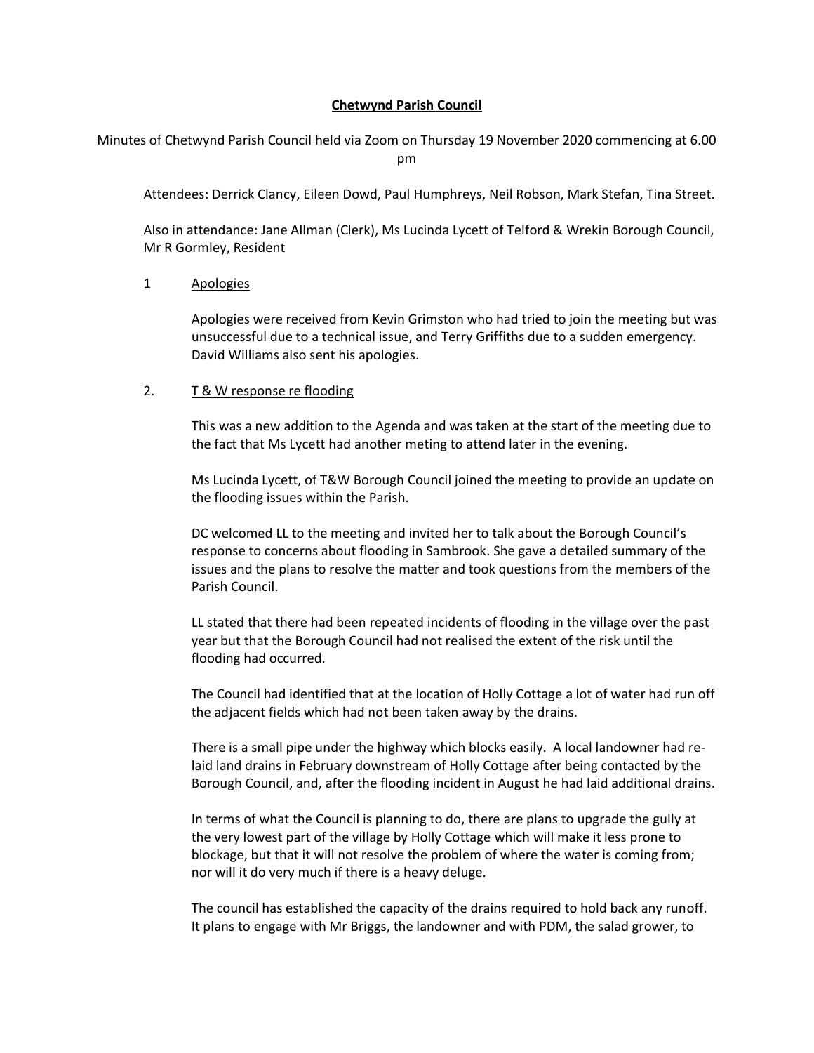# Chetwynd Parish Council

Minutes of Chetwynd Parish Council held via Zoom on Thursday 19 November 2020 commencing at 6.00 pm

Attendees: Derrick Clancy, Eileen Dowd, Paul Humphreys, Neil Robson, Mark Stefan, Tina Street.

Also in attendance: Jane Allman (Clerk), Ms Lucinda Lycett of Telford & Wrekin Borough Council, Mr R Gormley, Resident

1 Apologies

Apologies were received from Kevin Grimston who had tried to join the meeting but was unsuccessful due to a technical issue, and Terry Griffiths due to a sudden emergency. David Williams also sent his apologies.

2. T & W response re flooding

This was a new addition to the Agenda and was taken at the start of the meeting due to the fact that Ms Lycett had another meting to attend later in the evening.

Ms Lucinda Lycett, of T&W Borough Council joined the meeting to provide an update on the flooding issues within the Parish.

DC welcomed LL to the meeting and invited her to talk about the Borough Council's response to concerns about flooding in Sambrook. She gave a detailed summary of the issues and the plans to resolve the matter and took questions from the members of the Parish Council.

LL stated that there had been repeated incidents of flooding in the village over the past year but that the Borough Council had not realised the extent of the risk until the flooding had occurred.

The Council had identified that at the location of Holly Cottage a lot of water had run off the adjacent fields which had not been taken away by the drains.

There is a small pipe under the highway which blocks easily. A local landowner had re-laid land drains in February downstream of Holly Cottage after being contacted by the Borough Council, and, after the flooding incident in August he had laid additional drains.

In terms of what the Council is planning to do, there are plans to upgrade the gully at the very lowest part of the village by Holly Cottage which will make it less prone to blockage, but that it will not resolve the problem of where the water is coming from; nor will it do very much if there is a heavy deluge.

The council has established the capacity of the drains required to hold back any runoff. It plans to engage with Mr Briggs, the landowner and with PDM, the salad grower, to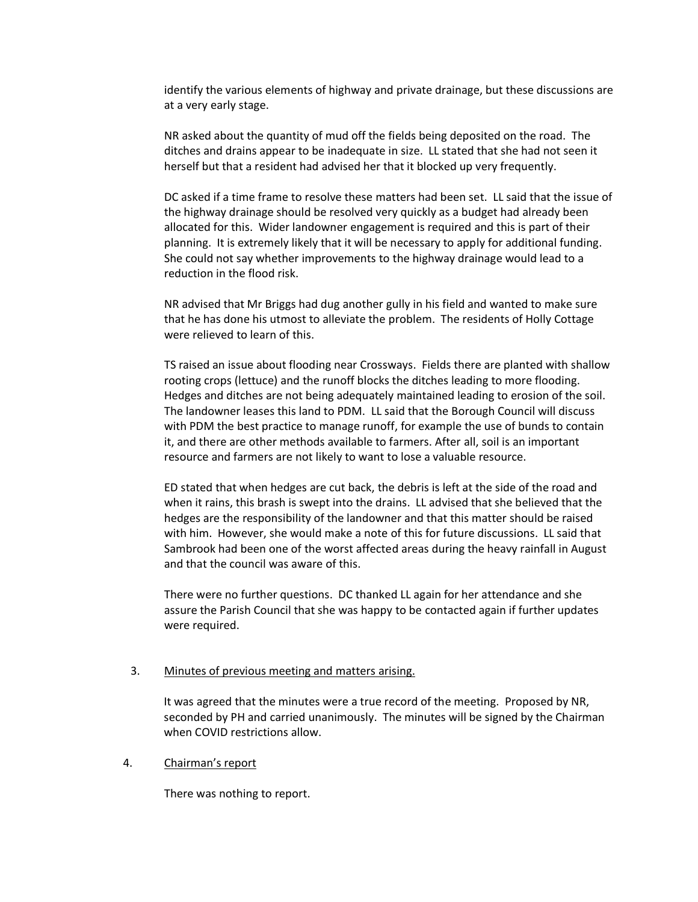identify the various elements of highway and private drainage, but these discussions are at a very early stage.

NR asked about the quantity of mud off the fields being deposited on the road. The ditches and drains appear to be inadequate in size. LL stated that she had not seen it herself but that a resident had advised her that it blocked up very frequently.

DC asked if a time frame to resolve these matters had been set. LL said that the issue of the highway drainage should be resolved very quickly as a budget had already been allocated for this. Wider landowner engagement is required and this is part of their planning. It is extremely likely that it will be necessary to apply for additional funding. She could not say whether improvements to the highway drainage would lead to a reduction in the flood risk.

NR advised that Mr Briggs had dug another gully in his field and wanted to make sure that he has done his utmost to alleviate the problem. The residents of Holly Cottage were relieved to learn of this.

TS raised an issue about flooding near Crossways. Fields there are planted with shallow rooting crops (lettuce) and the runoff blocks the ditches leading to more flooding. Hedges and ditches are not being adequately maintained leading to erosion of the soil. The landowner leases this land to PDM. LL said that the Borough Council will discuss with PDM the best practice to manage runoff, for example the use of bunds to contain it, and there are other methods available to farmers. After all, soil is an important resource and farmers are not likely to want to lose a valuable resource.

ED stated that when hedges are cut back, the debris is left at the side of the road and when it rains, this brash is swept into the drains. LL advised that she believed that the hedges are the responsibility of the landowner and that this matter should be raised with him. However, she would make a note of this for future discussions. LL said that Sambrook had been one of the worst affected areas during the heavy rainfall in August and that the council was aware of this.

There were no further questions. DC thanked LL again for her attendance and she assure the Parish Council that she was happy to be contacted again if further updates were required.

3. Minutes of previous meeting and matters arising.

It was agreed that the minutes were a true record of the meeting. Proposed by NR, seconded by PH and carried unanimously. The minutes will be signed by the Chairman when COVID restrictions allow.

4. Chairman's report

There was nothing to report.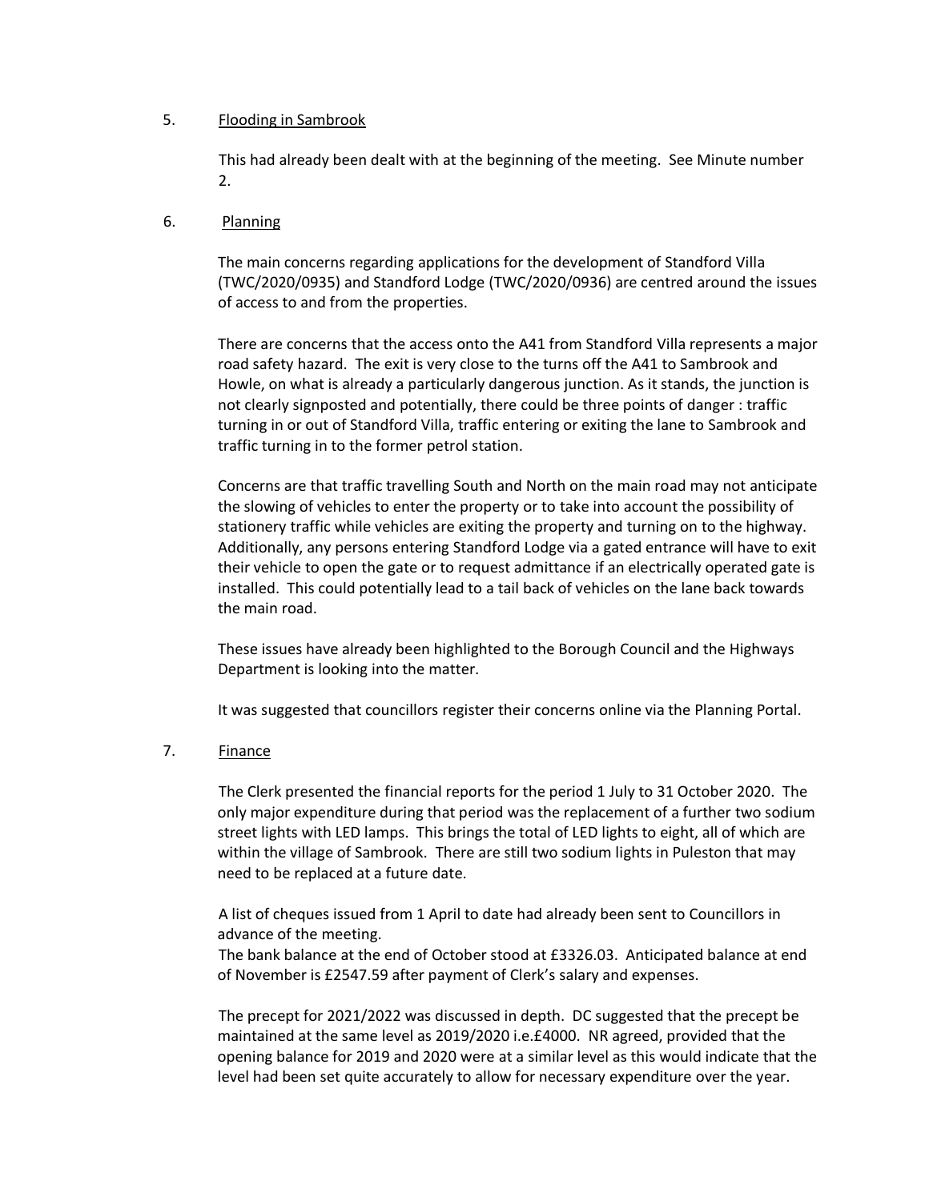5. <u>Flooding in Sambrook</u>

This had already been dealt with at the beginning of the meeting. See Minute number 2.

6. <u>Planning</u>

The main concerns regarding applications for the development of Standford Villa (TWC/2020/0935) and Standford Lodge (TWC/2020/0936) are centred around the issues of access to and from the properties.

There are concerns that the access onto the A41 from Standford Villa represents a major road safety hazard. The exit is very close to the turns off the A41 to Sambrook and Howle, on what is already a particularly dangerous junction. As it stands, the junction is not clearly signposted and potentially, there could be three points of danger : traffic turning in or out of Standford Villa, traffic entering or exiting the lane to Sambrook and traffic turning in to the former petrol station.

Concerns are that traffic travelling South and North on the main road may not anticipate the slowing of vehicles to enter the property or to take into account the possibility of stationery traffic while vehicles are exiting the property and turning on to the highway. Additionally, any persons entering Standford Lodge via a gated entrance will have to exit their vehicle to open the gate or to request admittance if an electrically operated gate is installed. This could potentially lead to a tail back of vehicles on the lane back towards the main road.

These issues have already been highlighted to the Borough Council and the Highways Department is looking into the matter.

It was suggested that councillors register their concerns online via the Planning Portal.

7. <u>Finance</u>

The Clerk presented the financial reports for the period 1 July to 31 October 2020. The only major expenditure during that period was the replacement of a further two sodium street lights with LED lamps. This brings the total of LED lights to eight, all of which are within the village of Sambrook. There are still two sodium lights in Puleston that may need to be replaced at a future date.

A list of cheques issued from 1 April to date had already been sent to Councillors in advance of the meeting.
The bank balance at the end of October stood at £3326.03. Anticipated balance at end of November is £2547.59 after payment of Clerk's salary and expenses.

The precept for 2021/2022 was discussed in depth. DC suggested that the precept be maintained at the same level as 2019/2020 i.e.£4000. NR agreed, provided that the opening balance for 2019 and 2020 were at a similar level as this would indicate that the level had been set quite accurately to allow for necessary expenditure over the year.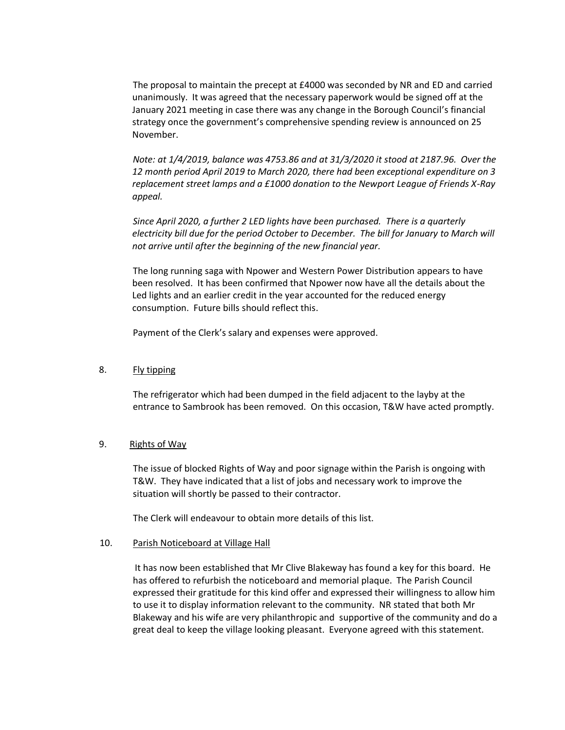The proposal to maintain the precept at £4000 was seconded by NR and ED and carried unanimously. It was agreed that the necessary paperwork would be signed off at the January 2021 meeting in case there was any change in the Borough Council's financial strategy once the government's comprehensive spending review is announced on 25 November.

*Note: at 1/4/2019, balance was 4753.86 and at 31/3/2020 it stood at 2187.96. Over the 12 month period April 2019 to March 2020, there had been exceptional expenditure on 3 replacement street lamps and a £1000 donation to the Newport League of Friends X-Ray appeal.*

*Since April 2020, a further 2 LED lights have been purchased. There is a quarterly electricity bill due for the period October to December. The bill for January to March will not arrive until after the beginning of the new financial year.*

The long running saga with Npower and Western Power Distribution appears to have been resolved. It has been confirmed that Npower now have all the details about the Led lights and an earlier credit in the year accounted for the reduced energy consumption. Future bills should reflect this.

Payment of the Clerk's salary and expenses were approved.

8. <u>Fly tipping</u>

The refrigerator which had been dumped in the field adjacent to the layby at the entrance to Sambrook has been removed. On this occasion, T&W have acted promptly.

9. <u>Rights of Way</u>

The issue of blocked Rights of Way and poor signage within the Parish is ongoing with T&W. They have indicated that a list of jobs and necessary work to improve the situation will shortly be passed to their contractor.

The Clerk will endeavour to obtain more details of this list.

10. <u>Parish Noticeboard at Village Hall</u>

It has now been established that Mr Clive Blakeway has found a key for this board. He has offered to refurbish the noticeboard and memorial plaque. The Parish Council expressed their gratitude for this kind offer and expressed their willingness to allow him to use it to display information relevant to the community. NR stated that both Mr Blakeway and his wife are very philanthropic and supportive of the community and do a great deal to keep the village looking pleasant. Everyone agreed with this statement.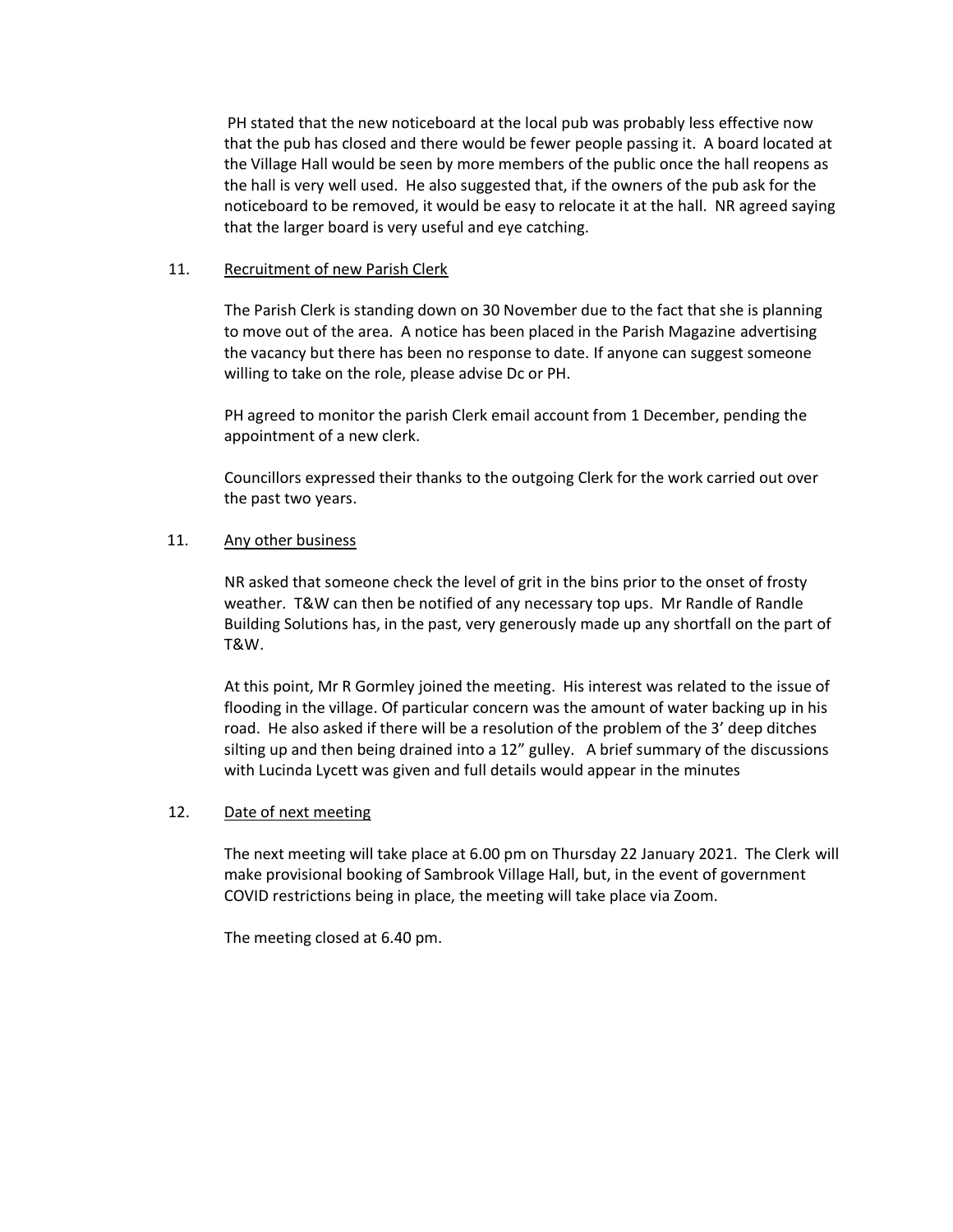PH stated that the new noticeboard at the local pub was probably less effective now that the pub has closed and there would be fewer people passing it. A board located at the Village Hall would be seen by more members of the public once the hall reopens as the hall is very well used. He also suggested that, if the owners of the pub ask for the noticeboard to be removed, it would be easy to relocate it at the hall. NR agreed saying that the larger board is very useful and eye catching.

11. <u>Recruitment of new Parish Clerk</u>

The Parish Clerk is standing down on 30 November due to the fact that she is planning to move out of the area. A notice has been placed in the Parish Magazine advertising the vacancy but there has been no response to date. If anyone can suggest someone willing to take on the role, please advise Dc or PH.

PH agreed to monitor the parish Clerk email account from 1 December, pending the appointment of a new clerk.

Councillors expressed their thanks to the outgoing Clerk for the work carried out over the past two years.

11. <u>Any other business</u>

NR asked that someone check the level of grit in the bins prior to the onset of frosty weather. T&W can then be notified of any necessary top ups. Mr Randle of Randle Building Solutions has, in the past, very generously made up any shortfall on the part of T&W.

At this point, Mr R Gormley joined the meeting. His interest was related to the issue of flooding in the village. Of particular concern was the amount of water backing up in his road. He also asked if there will be a resolution of the problem of the 3' deep ditches silting up and then being drained into a 12" gulley. A brief summary of the discussions with Lucinda Lycett was given and full details would appear in the minutes

12. <u>Date of next meeting</u>

The next meeting will take place at 6.00 pm on Thursday 22 January 2021. The Clerk will make provisional booking of Sambrook Village Hall, but, in the event of government COVID restrictions being in place, the meeting will take place via Zoom.

The meeting closed at 6.40 pm.